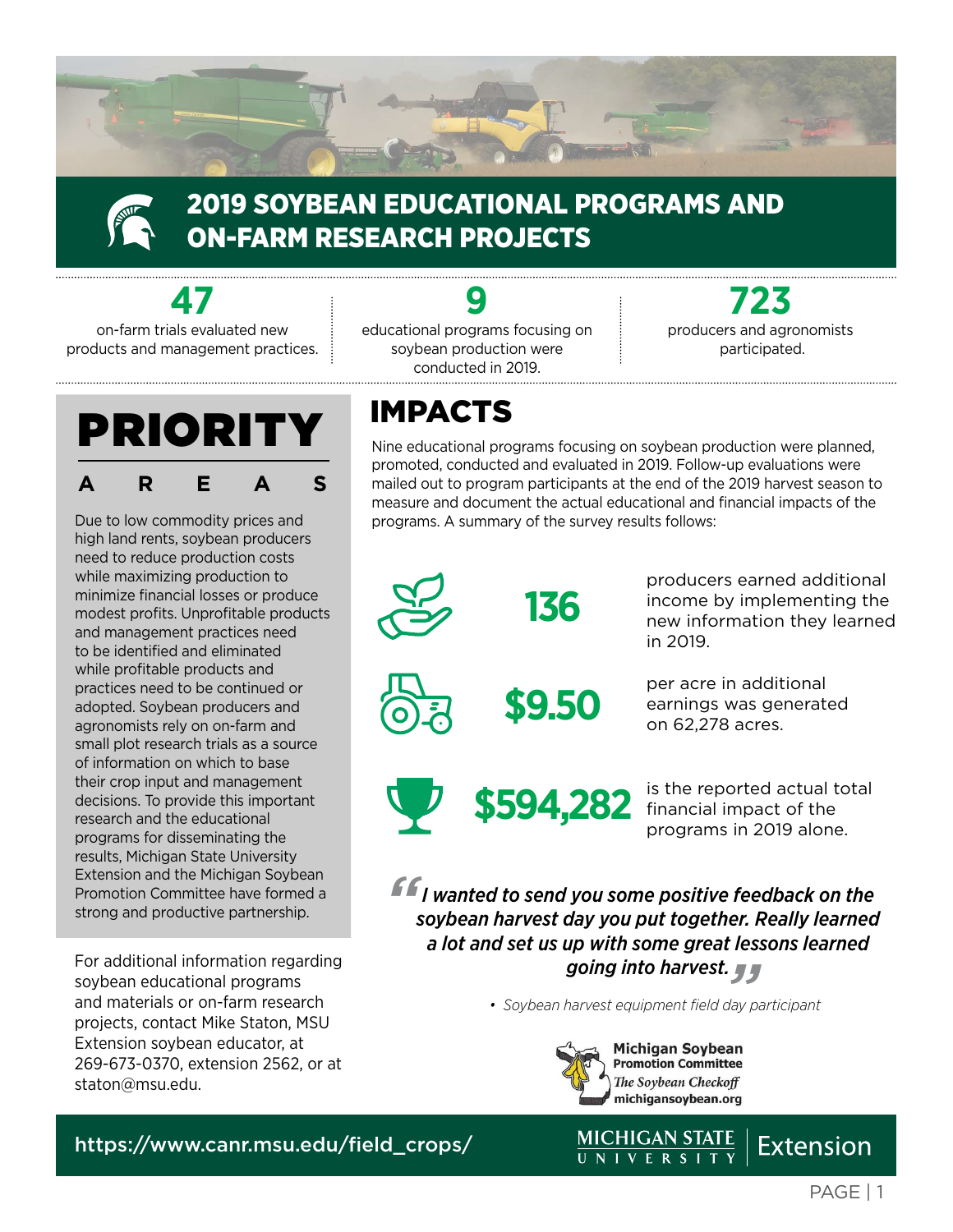# 2019 SOYBEAN EDUCATIONAL PROGRAMS AND ON-FARM RESEARCH PROJECTS

**47**
on-farm trials evaluated new products and management practices.

**9**
educational programs focusing on soybean production were conducted in 2019.

**723**
producers and agronomists participated.

## PRIORITY AREAS

Due to low commodity prices and high land rents, soybean producers need to reduce production costs while maximizing production to minimize financial losses or produce modest profits. Unprofitable products and management practices need to be identified and eliminated while profitable products and practices need to be continued or adopted. Soybean producers and agronomists rely on on-farm and small plot research trials as a source of information on which to base their crop input and management decisions. To provide this important research and the educational programs for disseminating the results, Michigan State University Extension and the Michigan Soybean Promotion Committee have formed a strong and productive partnership.

For additional information regarding soybean educational programs and materials or on-farm research projects, contact Mike Staton, MSU Extension soybean educator, at 269-673-0370, extension 2562, or at staton@msu.edu.

## IMPACTS

Nine educational programs focusing on soybean production were planned, promoted, conducted and evaluated in 2019. Follow-up evaluations were mailed out to program participants at the end of the 2019 harvest season to measure and document the actual educational and financial impacts of the programs. A summary of the survey results follows:

**136** producers earned additional income by implementing the new information they learned in 2019.

**$9.50** per acre in additional earnings was generated on 62,278 acres.

**$594,282** is the reported actual total financial impact of the programs in 2019 alone.

> *"I wanted to send you some positive feedback on the soybean harvest day you put together. Really learned a lot and set us up with some great lessons learned going into harvest."*
>
> • *Soybean harvest equipment field day participant*

Michigan Soybean Promotion Committee
The Soybean Checkoff
michigansoybean.org

https://www.canr.msu.edu/field_crops/

MICHIGAN STATE UNIVERSITY | Extension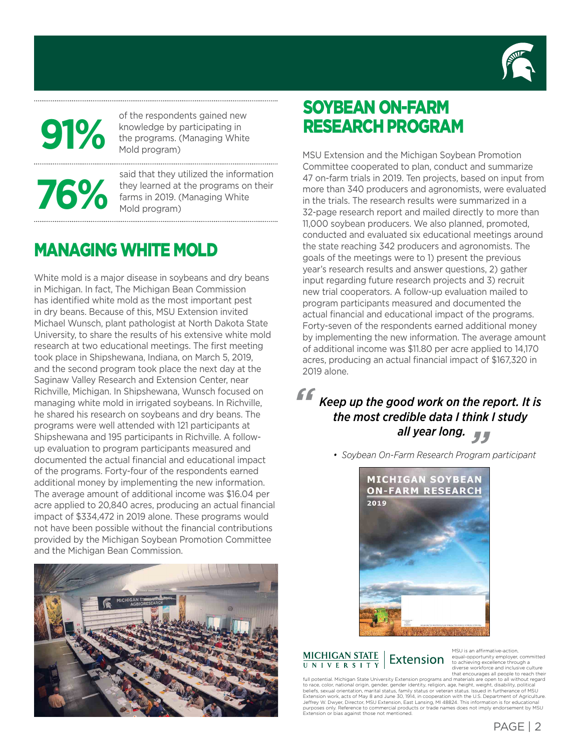**91%** of the respondents gained new knowledge by participating in the programs. (Managing White Mold program)

**76%** said that they utilized the information they learned at the programs on their farms in 2019. (Managing White Mold program)

## MANAGING WHITE MOLD

White mold is a major disease in soybeans and dry beans in Michigan. In fact, The Michigan Bean Commission has identified white mold as the most important pest in dry beans. Because of this, MSU Extension invited Michael Wunsch, plant pathologist at North Dakota State University, to share the results of his extensive white mold research at two educational meetings. The first meeting took place in Shipshewana, Indiana, on March 5, 2019, and the second program took place the next day at the Saginaw Valley Research and Extension Center, near Richville, Michigan. In Shipshewana, Wunsch focused on managing white mold in irrigated soybeans. In Richville, he shared his research on soybeans and dry beans. The programs were well attended with 121 participants at Shipshewana and 195 participants in Richville. A follow-up evaluation to program participants measured and documented the actual financial and educational impact of the programs. Forty-four of the respondents earned additional money by implementing the new information. The average amount of additional income was $16.04 per acre applied to 20,840 acres, producing an actual financial impact of $334,472 in 2019 alone. These programs would not have been possible without the financial contributions provided by the Michigan Soybean Promotion Committee and the Michigan Bean Commission.

## SOYBEAN ON-FARM RESEARCH PROGRAM

MSU Extension and the Michigan Soybean Promotion Committee cooperated to plan, conduct and summarize 47 on-farm trials in 2019. Ten projects, based on input from more than 340 producers and agronomists, were evaluated in the trials. The research results were summarized in a 32-page research report and mailed directly to more than 11,000 soybean producers. We also planned, promoted, conducted and evaluated six educational meetings around the state reaching 342 producers and agronomists. The goals of the meetings were to 1) present the previous year's research results and answer questions, 2) gather input regarding future research projects and 3) recruit new trial cooperators. A follow-up evaluation mailed to program participants measured and documented the actual financial and educational impact of the programs. Forty-seven of the respondents earned additional money by implementing the new information. The average amount of additional income was $11.80 per acre applied to 14,170 acres, producing an actual financial impact of $167,320 in 2019 alone.

> ***"Keep up the good work on the report. It is the most credible data I think I study all year long."***
>
> *• Soybean On-Farm Research Program participant*

MICHIGAN SOYBEAN ON-FARM RESEARCH 2019

MICHIGAN STATE UNIVERSITY | Extension

MSU is an affirmative-action, equal-opportunity employer, committed to achieving excellence through a diverse workforce and inclusive culture that encourages all people to reach their full potential. Michigan State University Extension programs and materials are open to all without regard to race, color, national origin, gender, gender identity, religion, age, height, weight, disability, political beliefs, sexual orientation, marital status, family status or veteran status. Issued in furtherance of MSU Extension work, acts of May 8 and June 30, 1914, in cooperation with the U.S. Department of Agriculture. Jeffrey W. Dwyer, Director, MSU Extension, East Lansing, MI 48824. This information is for educational purposes only. Reference to commercial products or trade names does not imply endorsement by MSU Extension or bias against those not mentioned.